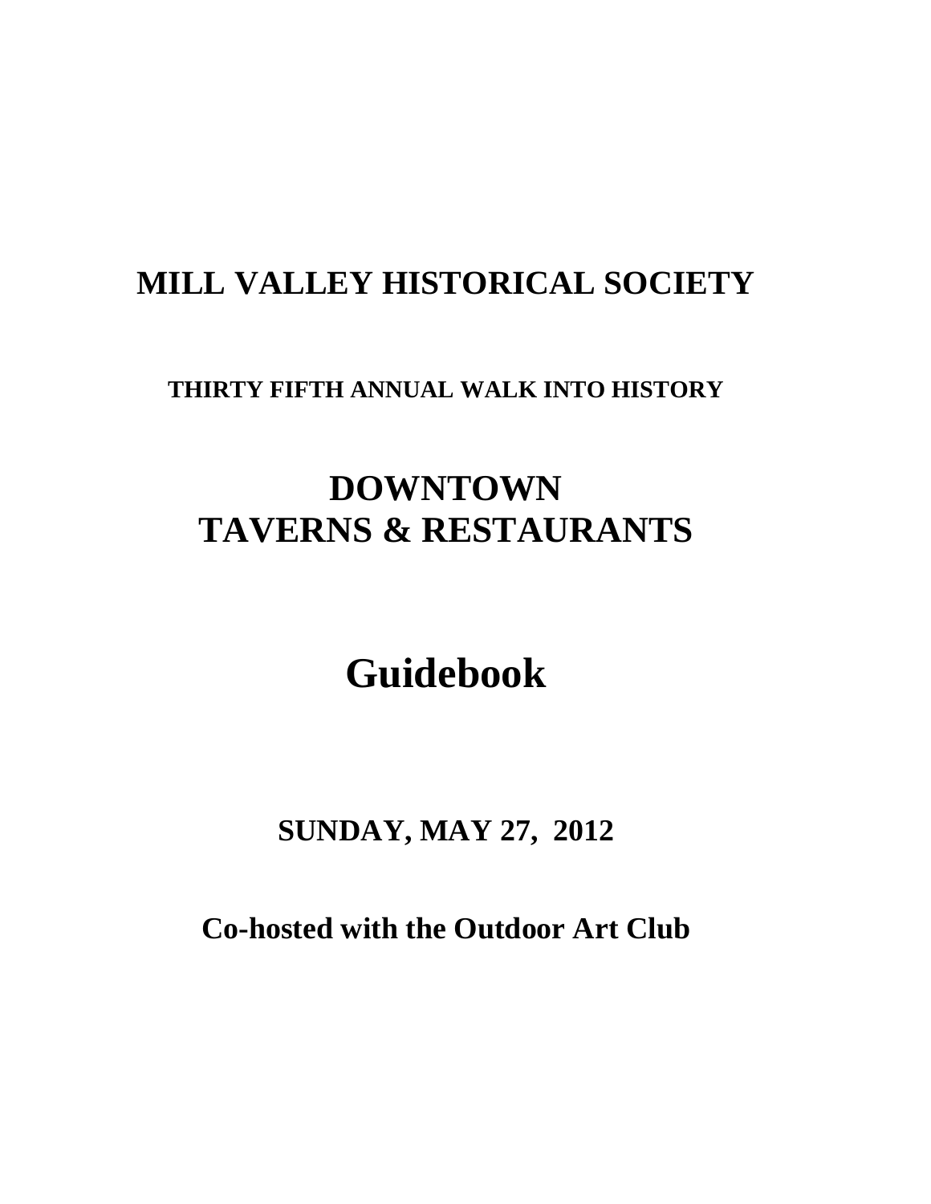# MILL VALLEY HISTORICAL SOCIETY

**THIRTY FIFTH ANNUAL WALK INTO HISTORY**

# DOWNTOWN
# TAVERNS & RESTAURANTS

# Guidebook

**SUNDAY, MAY 27, 2012**

**Co-hosted with the Outdoor Art Club**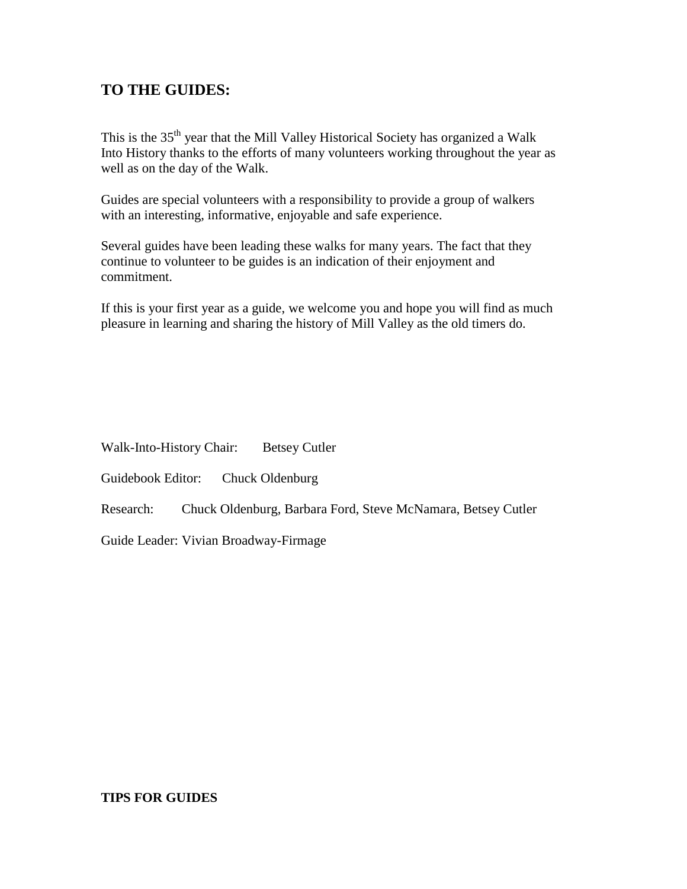## TO THE GUIDES:

This is the 35th year that the Mill Valley Historical Society has organized a Walk Into History thanks to the efforts of many volunteers working throughout the year as well as on the day of the Walk.

Guides are special volunteers with a responsibility to provide a group of walkers with an interesting, informative, enjoyable and safe experience.

Several guides have been leading these walks for many years. The fact that they continue to volunteer to be guides is an indication of their enjoyment and commitment.

If this is your first year as a guide, we welcome you and hope you will find as much pleasure in learning and sharing the history of Mill Valley as the old timers do.

Walk-Into-History Chair: Betsey Cutler

Guidebook Editor: Chuck Oldenburg

Research: Chuck Oldenburg, Barbara Ford, Steve McNamara, Betsey Cutler

Guide Leader: Vivian Broadway-Firmage

**TIPS FOR GUIDES**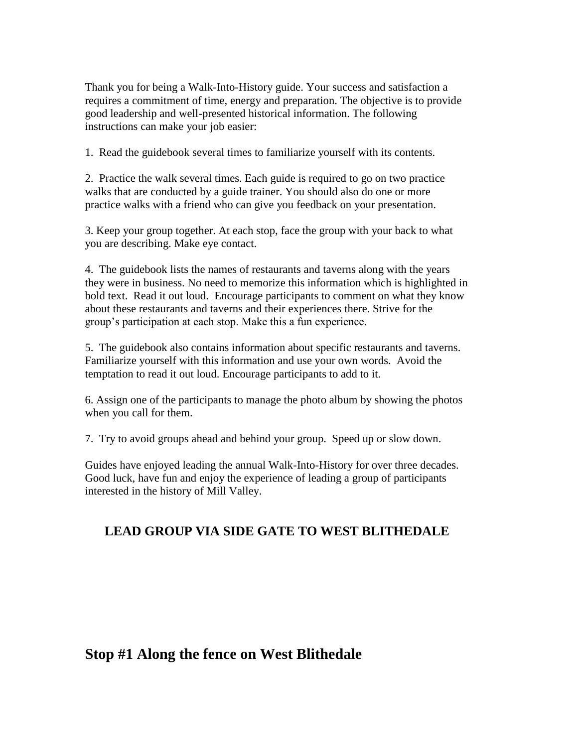Thank you for being a Walk-Into-History guide. Your success and satisfaction a requires a commitment of time, energy and preparation. The objective is to provide good leadership and well-presented historical information. The following instructions can make your job easier:

1. Read the guidebook several times to familiarize yourself with its contents.

2. Practice the walk several times. Each guide is required to go on two practice walks that are conducted by a guide trainer. You should also do one or more practice walks with a friend who can give you feedback on your presentation.

3. Keep your group together. At each stop, face the group with your back to what you are describing. Make eye contact.

4. The guidebook lists the names of restaurants and taverns along with the years they were in business. No need to memorize this information which is highlighted in bold text. Read it out loud. Encourage participants to comment on what they know about these restaurants and taverns and their experiences there. Strive for the group's participation at each stop. Make this a fun experience.

5. The guidebook also contains information about specific restaurants and taverns. Familiarize yourself with this information and use your own words. Avoid the temptation to read it out loud. Encourage participants to add to it.

6. Assign one of the participants to manage the photo album by showing the photos when you call for them.

7. Try to avoid groups ahead and behind your group. Speed up or slow down.

Guides have enjoyed leading the annual Walk-Into-History for over three decades. Good luck, have fun and enjoy the experience of leading a group of participants interested in the history of Mill Valley.

**LEAD GROUP VIA SIDE GATE TO WEST BLITHEDALE**

## Stop #1 Along the fence on West Blithedale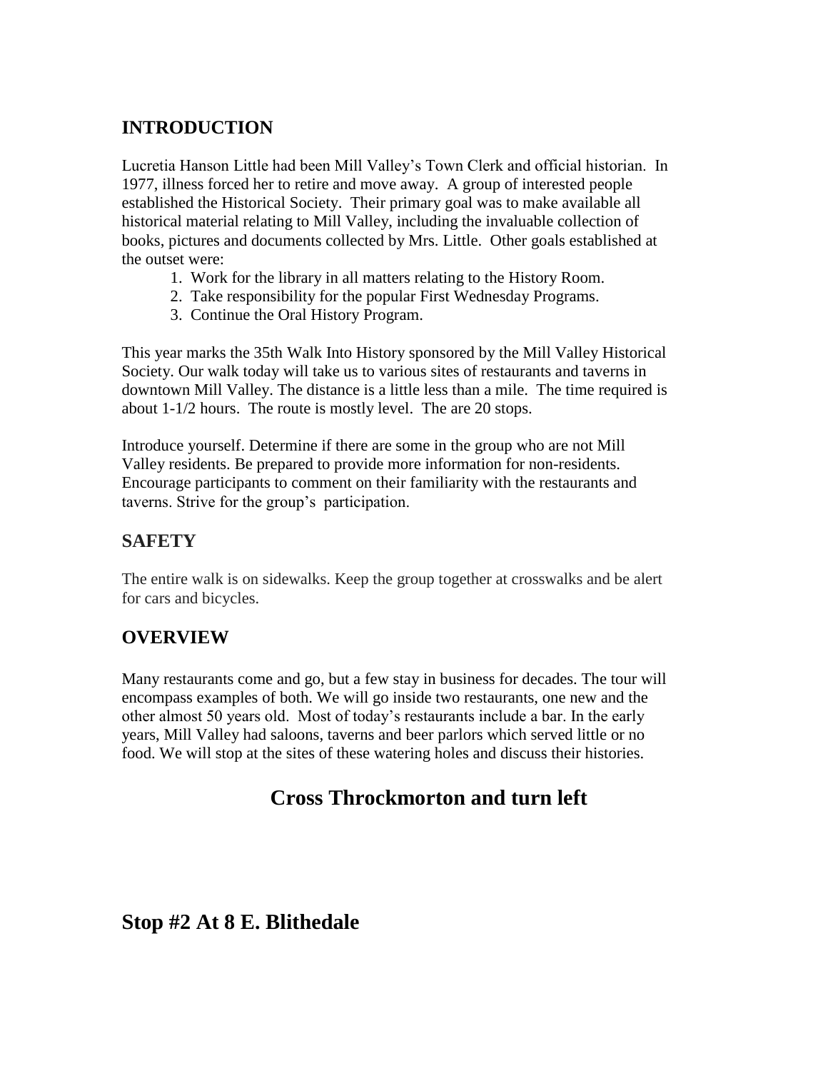## INTRODUCTION

Lucretia Hanson Little had been Mill Valley's Town Clerk and official historian. In 1977, illness forced her to retire and move away. A group of interested people established the Historical Society. Their primary goal was to make available all historical material relating to Mill Valley, including the invaluable collection of books, pictures and documents collected by Mrs. Little. Other goals established at the outset were:

1. Work for the library in all matters relating to the History Room.
2. Take responsibility for the popular First Wednesday Programs.
3. Continue the Oral History Program.

This year marks the 35th Walk Into History sponsored by the Mill Valley Historical Society. Our walk today will take us to various sites of restaurants and taverns in downtown Mill Valley. The distance is a little less than a mile. The time required is about 1-1/2 hours. The route is mostly level. The are 20 stops.

Introduce yourself. Determine if there are some in the group who are not Mill Valley residents. Be prepared to provide more information for non-residents. Encourage participants to comment on their familiarity with the restaurants and taverns. Strive for the group's participation.

## SAFETY

The entire walk is on sidewalks. Keep the group together at crosswalks and be alert for cars and bicycles.

## OVERVIEW

Many restaurants come and go, but a few stay in business for decades. The tour will encompass examples of both. We will go inside two restaurants, one new and the other almost 50 years old. Most of today's restaurants include a bar. In the early years, Mill Valley had saloons, taverns and beer parlors which served little or no food. We will stop at the sites of these watering holes and discuss their histories.

**Cross Throckmorton and turn left**

## Stop #2 At 8 E. Blithedale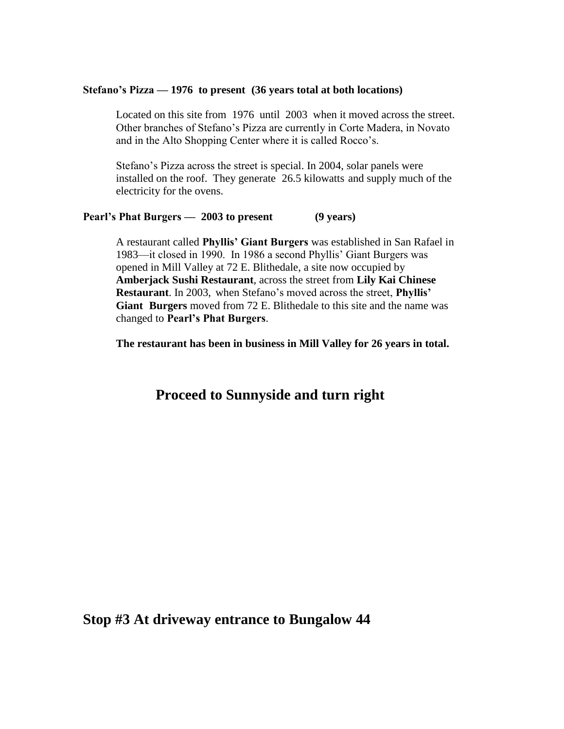**Stefano's Pizza — 1976 to present (36 years total at both locations)**

Located on this site from 1976 until 2003 when it moved across the street. Other branches of Stefano's Pizza are currently in Corte Madera, in Novato and in the Alto Shopping Center where it is called Rocco's.

Stefano's Pizza across the street is special. In 2004, solar panels were installed on the roof. They generate 26.5 kilowatts and supply much of the electricity for the ovens.

**Pearl's Phat Burgers — 2003 to present (9 years)**

A restaurant called **Phyllis' Giant Burgers** was established in San Rafael in 1983—it closed in 1990. In 1986 a second Phyllis' Giant Burgers was opened in Mill Valley at 72 E. Blithedale, a site now occupied by **Amberjack Sushi Restaurant**, across the street from **Lily Kai Chinese Restaurant**. In 2003, when Stefano's moved across the street, **Phyllis' Giant Burgers** moved from 72 E. Blithedale to this site and the name was changed to **Pearl's Phat Burgers**.

**The restaurant has been in business in Mill Valley for 26 years in total.**

## Proceed to Sunnyside and turn right

## Stop #3 At driveway entrance to Bungalow 44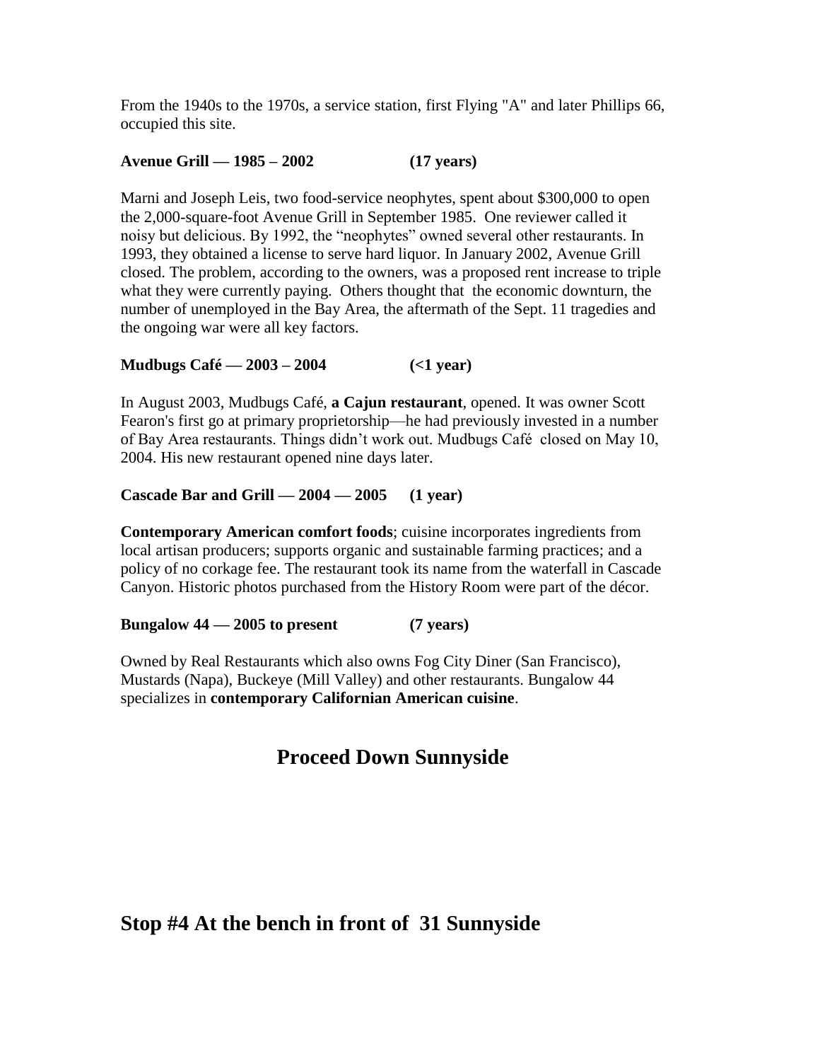From the 1940s to the 1970s, a service station, first Flying "A" and later Phillips 66, occupied this site.

**Avenue Grill — 1985 – 2002 (17 years)**

Marni and Joseph Leis, two food-service neophytes, spent about $300,000 to open the 2,000-square-foot Avenue Grill in September 1985. One reviewer called it noisy but delicious. By 1992, the "neophytes" owned several other restaurants. In 1993, they obtained a license to serve hard liquor. In January 2002, Avenue Grill closed. The problem, according to the owners, was a proposed rent increase to triple what they were currently paying. Others thought that the economic downturn, the number of unemployed in the Bay Area, the aftermath of the Sept. 11 tragedies and the ongoing war were all key factors.

**Mudbugs Café — 2003 – 2004 (<1 year)**

In August 2003, Mudbugs Café, **a Cajun restaurant**, opened. It was owner Scott Fearon's first go at primary proprietorship—he had previously invested in a number of Bay Area restaurants. Things didn't work out. Mudbugs Café closed on May 10, 2004. His new restaurant opened nine days later.

**Cascade Bar and Grill — 2004 — 2005 (1 year)**

**Contemporary American comfort foods**; cuisine incorporates ingredients from local artisan producers; supports organic and sustainable farming practices; and a policy of no corkage fee. The restaurant took its name from the waterfall in Cascade Canyon. Historic photos purchased from the History Room were part of the décor.

**Bungalow 44 — 2005 to present (7 years)**

Owned by Real Restaurants which also owns Fog City Diner (San Francisco), Mustards (Napa), Buckeye (Mill Valley) and other restaurants. Bungalow 44 specializes in **contemporary Californian American cuisine**.

## Proceed Down Sunnyside

## Stop #4 At the bench in front of 31 Sunnyside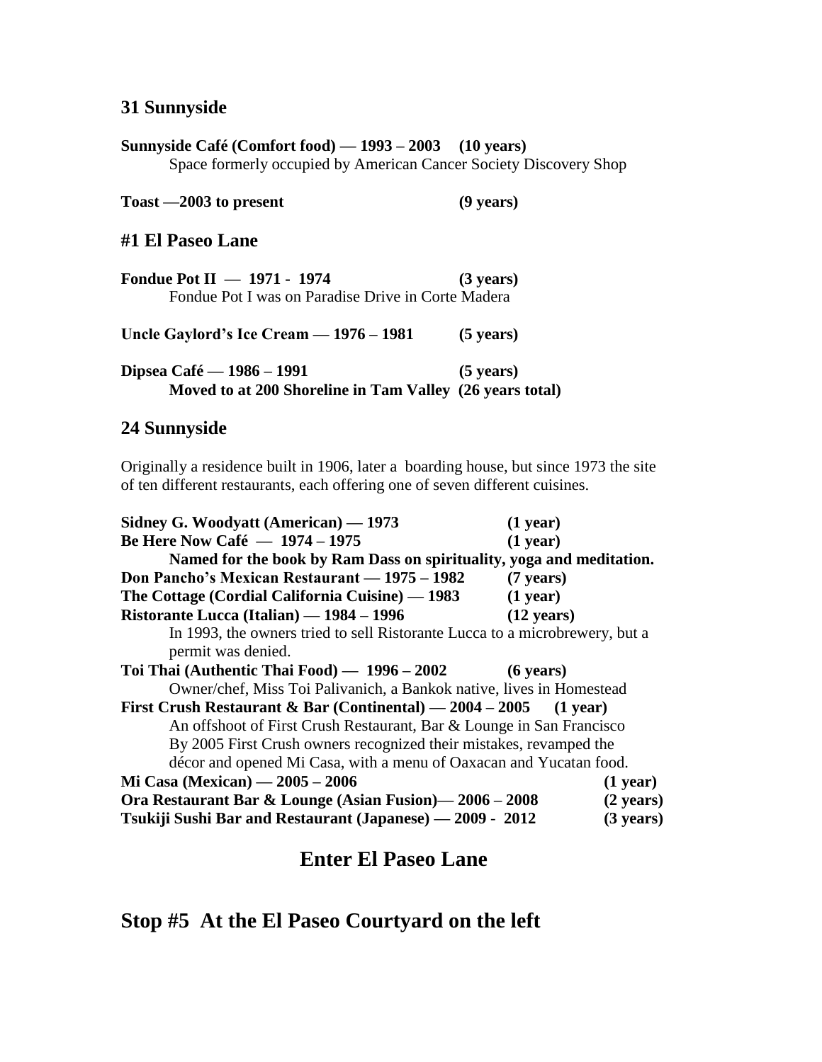## 31 Sunnyside

**Sunnyside Café (Comfort food) — 1993 – 2003 (10 years)**
Space formerly occupied by American Cancer Society Discovery Shop

**Toast —2003 to present (9 years)**

## #1 El Paseo Lane

**Fondue Pot II — 1971 - 1974 (3 years)**
Fondue Pot I was on Paradise Drive in Corte Madera

**Uncle Gaylord's Ice Cream — 1976 – 1981 (5 years)**

**Dipsea Café — 1986 – 1991 (5 years)**
**Moved to at 200 Shoreline in Tam Valley (26 years total)**

## 24 Sunnyside

Originally a residence built in 1906, later a boarding house, but since 1973 the site of ten different restaurants, each offering one of seven different cuisines.

**Sidney G. Woodyatt (American) — 1973 (1 year)**
**Be Here Now Café — 1974 – 1975 (1 year)**
**Named for the book by Ram Dass on spirituality, yoga and meditation.**
**Don Pancho's Mexican Restaurant — 1975 – 1982 (7 years)**
**The Cottage (Cordial California Cuisine) — 1983 (1 year)**
**Ristorante Lucca (Italian) — 1984 – 1996 (12 years)**
In 1993, the owners tried to sell Ristorante Lucca to a microbrewery, but a permit was denied.
**Toi Thai (Authentic Thai Food) — 1996 – 2002 (6 years)**
Owner/chef, Miss Toi Palivanich, a Bankok native, lives in Homestead
**First Crush Restaurant & Bar (Continental) — 2004 – 2005 (1 year)**
An offshoot of First Crush Restaurant, Bar & Lounge in San Francisco
By 2005 First Crush owners recognized their mistakes, revamped the décor and opened Mi Casa, with a menu of Oaxacan and Yucatan food.
**Mi Casa (Mexican) — 2005 – 2006 (1 year)**
**Ora Restaurant Bar & Lounge (Asian Fusion)— 2006 – 2008 (2 years)**
**Tsukiji Sushi Bar and Restaurant (Japanese) — 2009 - 2012 (3 years)**

## Enter El Paseo Lane

## Stop #5 At the El Paseo Courtyard on the left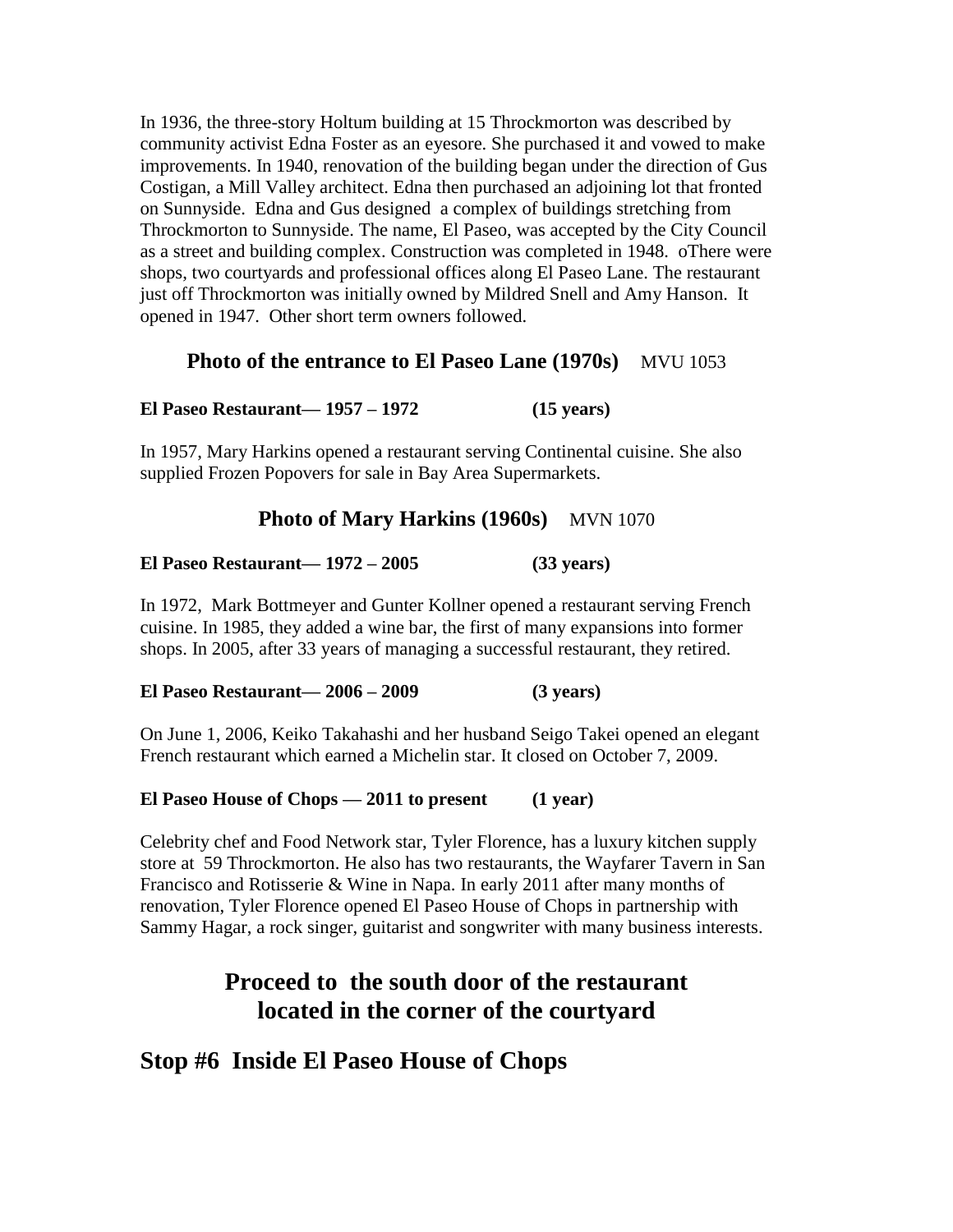In 1936, the three-story Holtum building at 15 Throckmorton was described by community activist Edna Foster as an eyesore. She purchased it and vowed to make improvements. In 1940, renovation of the building began under the direction of Gus Costigan, a Mill Valley architect. Edna then purchased an adjoining lot that fronted on Sunnyside. Edna and Gus designed a complex of buildings stretching from Throckmorton to Sunnyside. The name, El Paseo, was accepted by the City Council as a street and building complex. Construction was completed in 1948. oThere were shops, two courtyards and professional offices along El Paseo Lane. The restaurant just off Throckmorton was initially owned by Mildred Snell and Amy Hanson. It opened in 1947. Other short term owners followed.

**Photo of the entrance to El Paseo Lane (1970s)** MVU 1053

**El Paseo Restaurant— 1957 – 1972 (15 years)**

In 1957, Mary Harkins opened a restaurant serving Continental cuisine. She also supplied Frozen Popovers for sale in Bay Area Supermarkets.

**Photo of Mary Harkins (1960s)** MVN 1070

**El Paseo Restaurant— 1972 – 2005 (33 years)**

In 1972, Mark Bottmeyer and Gunter Kollner opened a restaurant serving French cuisine. In 1985, they added a wine bar, the first of many expansions into former shops. In 2005, after 33 years of managing a successful restaurant, they retired.

**El Paseo Restaurant— 2006 – 2009 (3 years)**

On June 1, 2006, Keiko Takahashi and her husband Seigo Takei opened an elegant French restaurant which earned a Michelin star. It closed on October 7, 2009.

**El Paseo House of Chops — 2011 to present (1 year)**

Celebrity chef and Food Network star, Tyler Florence, has a luxury kitchen supply store at 59 Throckmorton. He also has two restaurants, the Wayfarer Tavern in San Francisco and Rotisserie & Wine in Napa. In early 2011 after many months of renovation, Tyler Florence opened El Paseo House of Chops in partnership with Sammy Hagar, a rock singer, guitarist and songwriter with many business interests.

## Proceed to the south door of the restaurant located in the corner of the courtyard

## Stop #6 Inside El Paseo House of Chops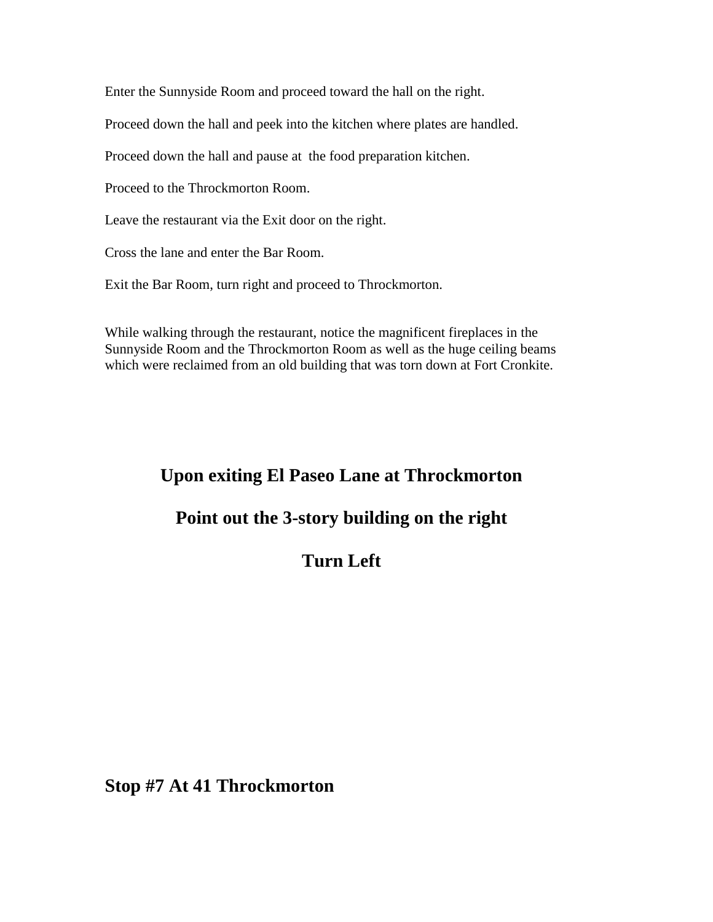Enter the Sunnyside Room and proceed toward the hall on the right.

Proceed down the hall and peek into the kitchen where plates are handled.

Proceed down the hall and pause at the food preparation kitchen.

Proceed to the Throckmorton Room.

Leave the restaurant via the Exit door on the right.

Cross the lane and enter the Bar Room.

Exit the Bar Room, turn right and proceed to Throckmorton.

While walking through the restaurant, notice the magnificent fireplaces in the Sunnyside Room and the Throckmorton Room as well as the huge ceiling beams which were reclaimed from an old building that was torn down at Fort Cronkite.

**Upon exiting El Paseo Lane at Throckmorton**

**Point out the 3-story building on the right**

**Turn Left**

## Stop #7 At 41 Throckmorton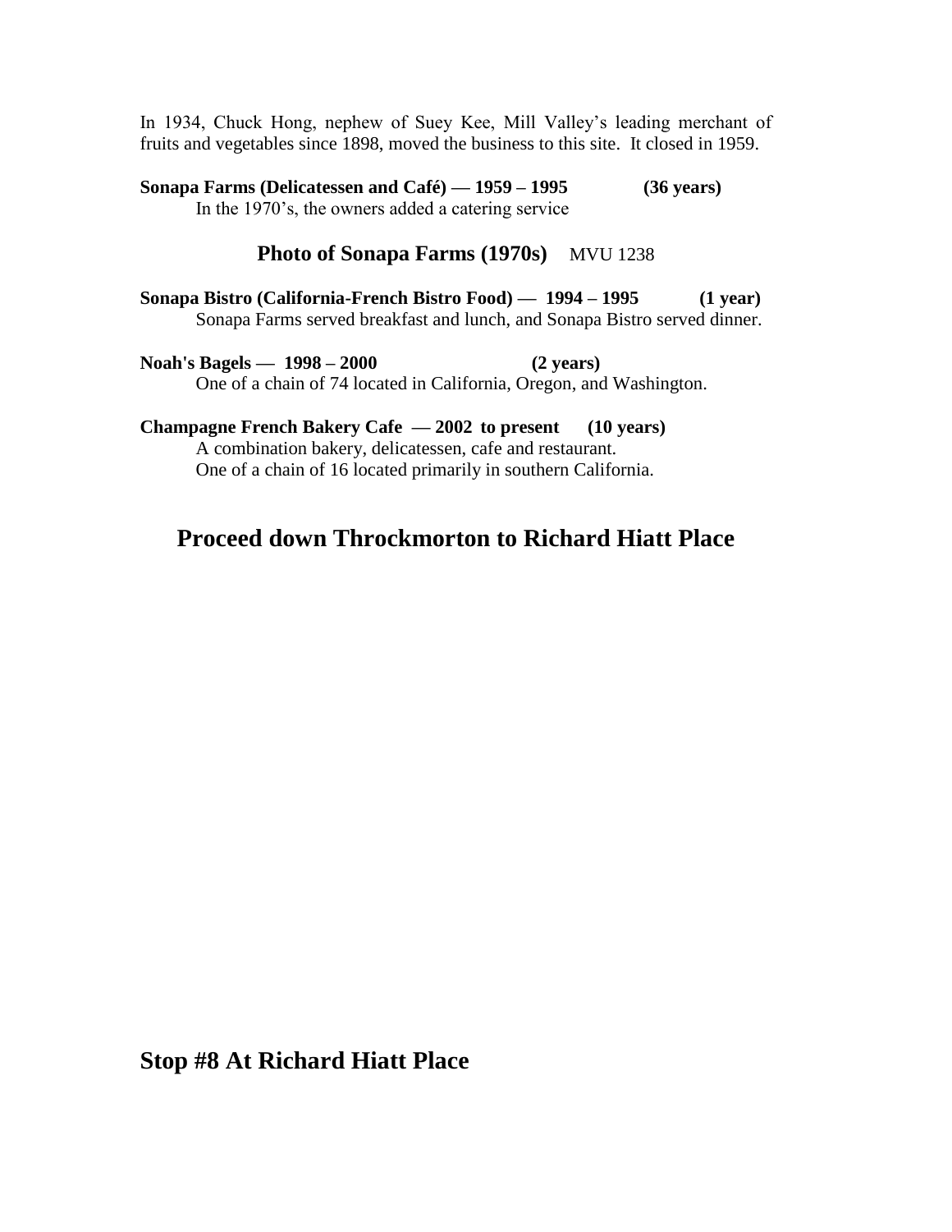In 1934, Chuck Hong, nephew of Suey Kee, Mill Valley's leading merchant of fruits and vegetables since 1898, moved the business to this site. It closed in 1959.

**Sonapa Farms (Delicatessen and Café) — 1959 – 1995 (36 years)**
In the 1970's, the owners added a catering service

**Photo of Sonapa Farms (1970s)** MVU 1238

**Sonapa Bistro (California-French Bistro Food) — 1994 – 1995 (1 year)**
Sonapa Farms served breakfast and lunch, and Sonapa Bistro served dinner.

**Noah's Bagels — 1998 – 2000 (2 years)**
One of a chain of 74 located in California, Oregon, and Washington.

**Champagne French Bakery Cafe — 2002 to present (10 years)**
A combination bakery, delicatessen, cafe and restaurant.
One of a chain of 16 located primarily in southern California.

## Proceed down Throckmorton to Richard Hiatt Place

## Stop #8 At Richard Hiatt Place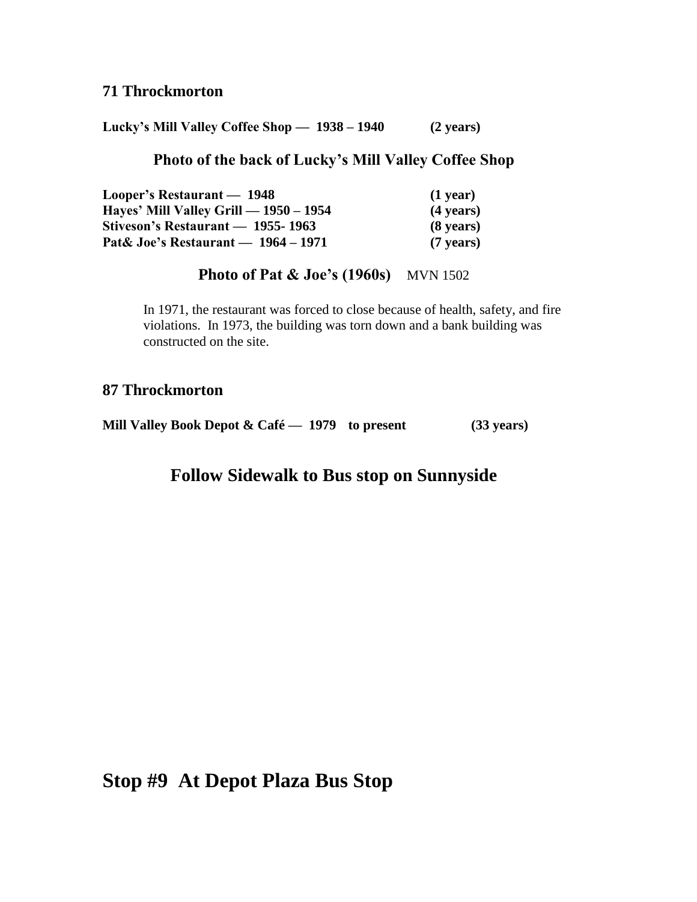### 71 Throckmorton

**Lucky's Mill Valley Coffee Shop — 1938 – 1940 (2 years)**

**Photo of the back of Lucky's Mill Valley Coffee Shop**

**Looper's Restaurant — 1948 (1 year)**
**Hayes' Mill Valley Grill — 1950 – 1954 (4 years)**
**Stiveson's Restaurant — 1955- 1963 (8 years)**
**Pat& Joe's Restaurant — 1964 – 1971 (7 years)**

**Photo of Pat & Joe's (1960s)** MVN 1502

In 1971, the restaurant was forced to close because of health, safety, and fire violations. In 1973, the building was torn down and a bank building was constructed on the site.

### 87 Throckmorton

**Mill Valley Book Depot & Café — 1979 to present (33 years)**

## Follow Sidewalk to Bus stop on Sunnyside

# Stop #9 At Depot Plaza Bus Stop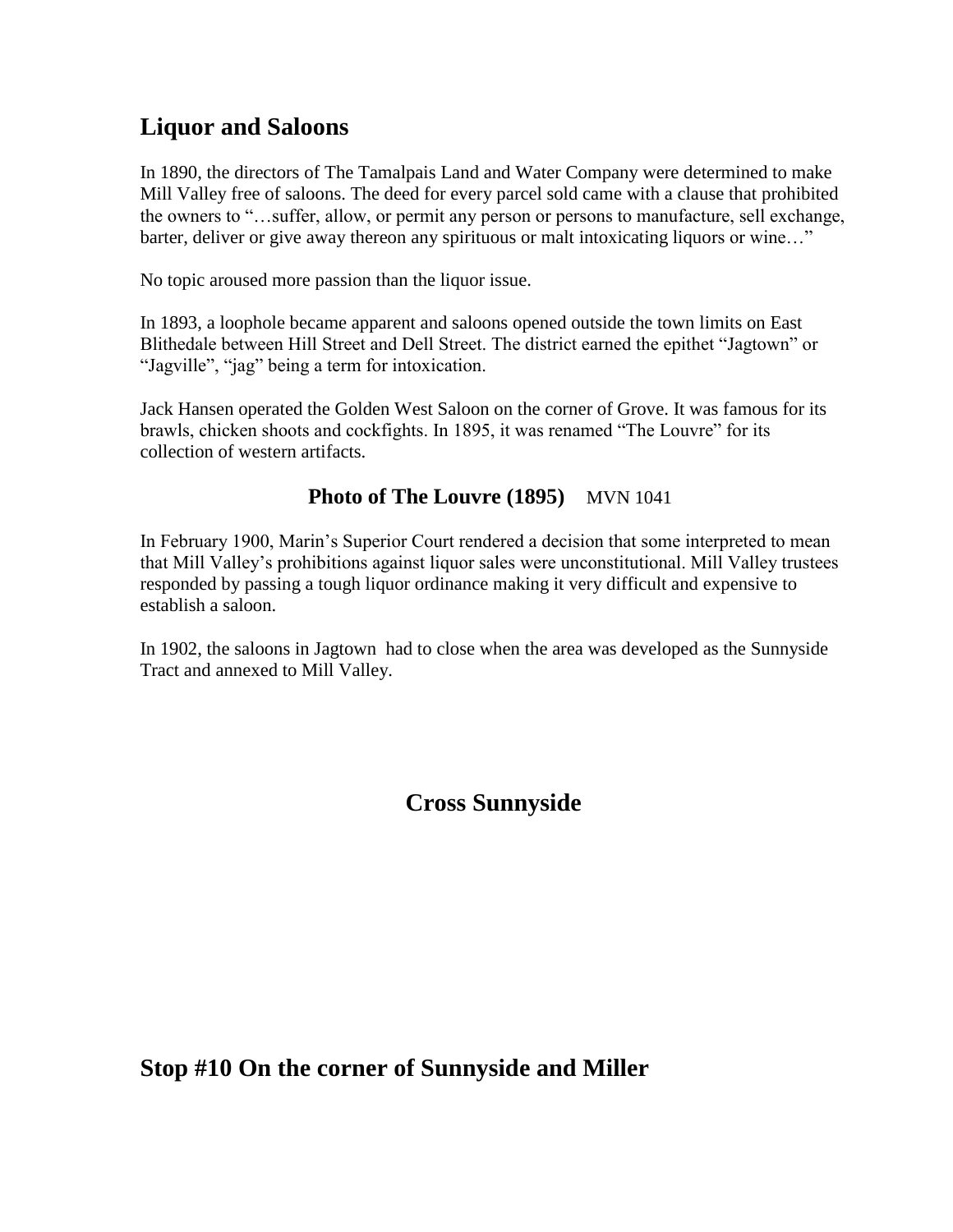## Liquor and Saloons

In 1890, the directors of The Tamalpais Land and Water Company were determined to make Mill Valley free of saloons. The deed for every parcel sold came with a clause that prohibited the owners to "…suffer, allow, or permit any person or persons to manufacture, sell exchange, barter, deliver or give away thereon any spirituous or malt intoxicating liquors or wine…"

No topic aroused more passion than the liquor issue.

In 1893, a loophole became apparent and saloons opened outside the town limits on East Blithedale between Hill Street and Dell Street. The district earned the epithet "Jagtown" or "Jagville", "jag" being a term for intoxication.

Jack Hansen operated the Golden West Saloon on the corner of Grove. It was famous for its brawls, chicken shoots and cockfights. In 1895, it was renamed "The Louvre" for its collection of western artifacts.

**Photo of The Louvre (1895)** MVN 1041

In February 1900, Marin's Superior Court rendered a decision that some interpreted to mean that Mill Valley's prohibitions against liquor sales were unconstitutional. Mill Valley trustees responded by passing a tough liquor ordinance making it very difficult and expensive to establish a saloon.

In 1902, the saloons in Jagtown had to close when the area was developed as the Sunnyside Tract and annexed to Mill Valley.

**Cross Sunnyside**

## Stop #10 On the corner of Sunnyside and Miller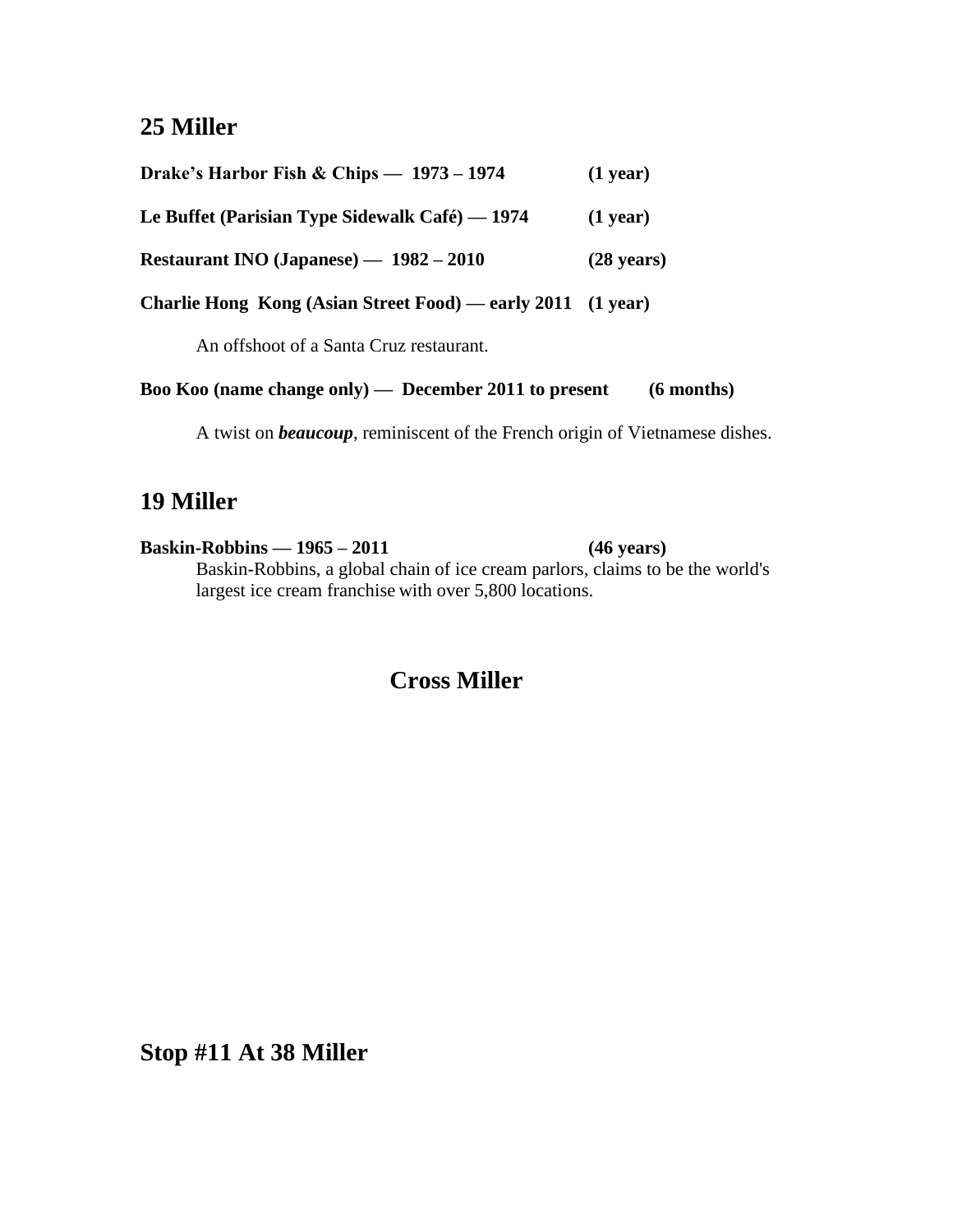## 25 Miller

**Drake's Harbor Fish & Chips — 1973 – 1974 (1 year)**

**Le Buffet (Parisian Type Sidewalk Café) — 1974 (1 year)**

**Restaurant INO (Japanese) — 1982 – 2010 (28 years)**

**Charlie Hong Kong (Asian Street Food) — early 2011 (1 year)**

An offshoot of a Santa Cruz restaurant.

**Boo Koo (name change only) — December 2011 to present (6 months)**

A twist on ***beaucoup***, reminiscent of the French origin of Vietnamese dishes.

## 19 Miller

**Baskin-Robbins — 1965 – 2011 (46 years)**

Baskin-Robbins, a global chain of ice cream parlors, claims to be the world's largest ice cream franchise with over 5,800 locations.

## Cross Miller

## Stop #11 At 38 Miller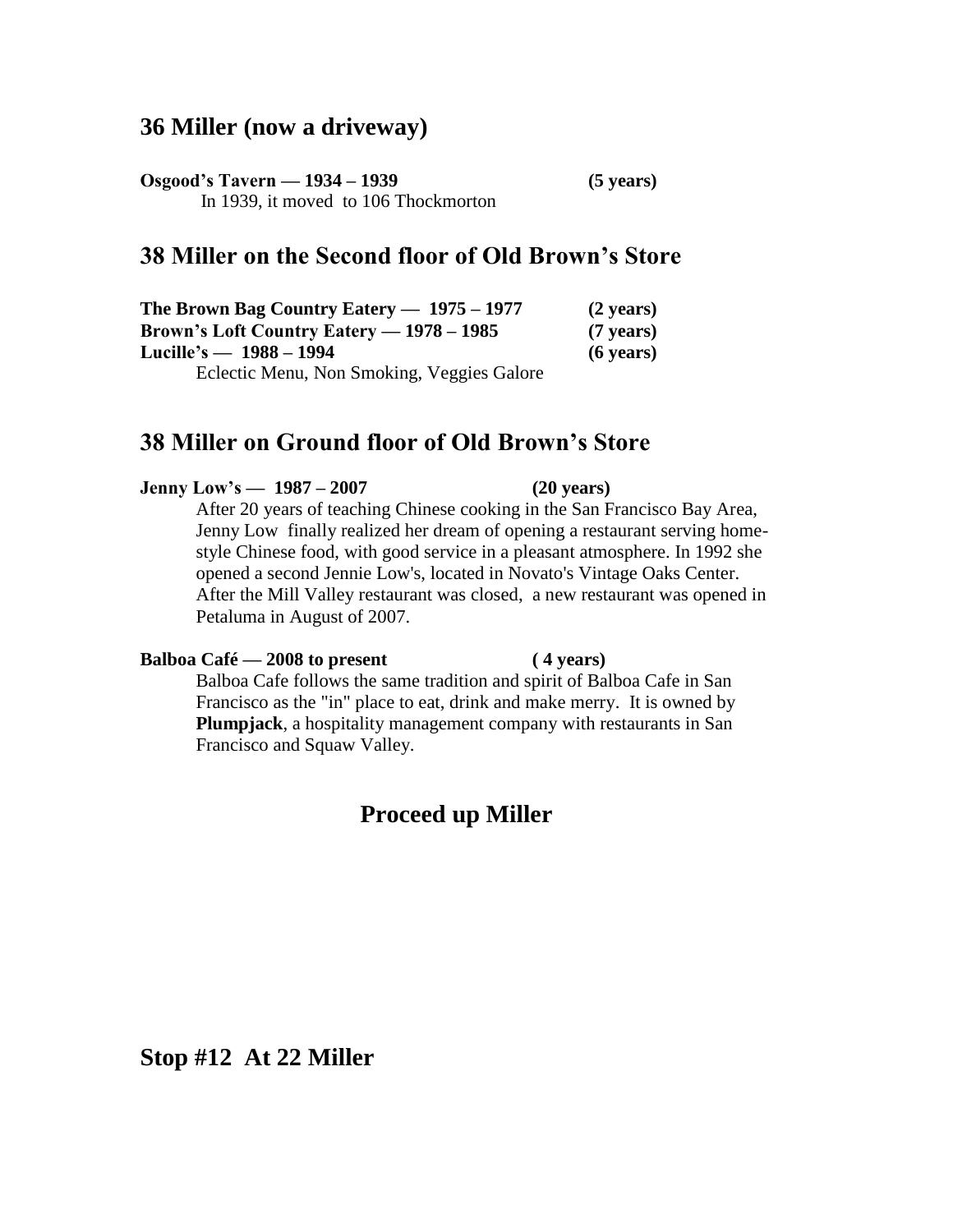## 36 Miller (now a driveway)

**Osgood's Tavern — 1934 – 1939** **(5 years)**
In 1939, it moved to 106 Thockmorton

## 38 Miller on the Second floor of Old Brown's Store

**The Brown Bag Country Eatery — 1975 – 1977** **(2 years)**
**Brown's Loft Country Eatery — 1978 – 1985** **(7 years)**
**Lucille's — 1988 – 1994** **(6 years)**
Eclectic Menu, Non Smoking, Veggies Galore

## 38 Miller on Ground floor of Old Brown's Store

**Jenny Low's — 1987 – 2007** **(20 years)**
After 20 years of teaching Chinese cooking in the San Francisco Bay Area, Jenny Low finally realized her dream of opening a restaurant serving home-style Chinese food, with good service in a pleasant atmosphere. In 1992 she opened a second Jennie Low's, located in Novato's Vintage Oaks Center. After the Mill Valley restaurant was closed, a new restaurant was opened in Petaluma in August of 2007.

**Balboa Café — 2008 to present** **( 4 years)**
Balboa Cafe follows the same tradition and spirit of Balboa Cafe in San Francisco as the "in" place to eat, drink and make merry. It is owned by **Plumpjack**, a hospitality management company with restaurants in San Francisco and Squaw Valley.

## Proceed up Miller

## Stop #12 At 22 Miller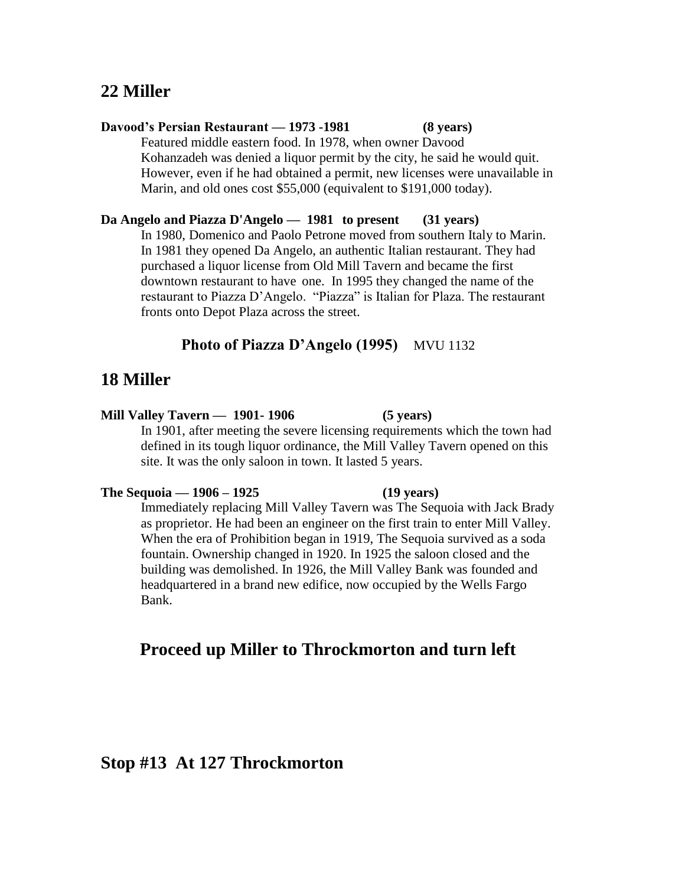## 22 Miller

**Davood's Persian Restaurant — 1973 -1981 (8 years)**

Featured middle eastern food. In 1978, when owner Davood Kohanzadeh was denied a liquor permit by the city, he said he would quit. However, even if he had obtained a permit, new licenses were unavailable in Marin, and old ones cost $55,000 (equivalent to $191,000 today).

**Da Angelo and Piazza D'Angelo — 1981 to present (31 years)**

In 1980, Domenico and Paolo Petrone moved from southern Italy to Marin. In 1981 they opened Da Angelo, an authentic Italian restaurant. They had purchased a liquor license from Old Mill Tavern and became the first downtown restaurant to have one. In 1995 they changed the name of the restaurant to Piazza D'Angelo. "Piazza" is Italian for Plaza. The restaurant fronts onto Depot Plaza across the street.

**Photo of Piazza D'Angelo (1995)** MVU 1132

## 18 Miller

**Mill Valley Tavern — 1901- 1906 (5 years)**

In 1901, after meeting the severe licensing requirements which the town had defined in its tough liquor ordinance, the Mill Valley Tavern opened on this site. It was the only saloon in town. It lasted 5 years.

**The Sequoia — 1906 – 1925 (19 years)**

Immediately replacing Mill Valley Tavern was The Sequoia with Jack Brady as proprietor. He had been an engineer on the first train to enter Mill Valley. When the era of Prohibition began in 1919, The Sequoia survived as a soda fountain. Ownership changed in 1920. In 1925 the saloon closed and the building was demolished. In 1926, the Mill Valley Bank was founded and headquartered in a brand new edifice, now occupied by the Wells Fargo Bank.

### Proceed up Miller to Throckmorton and turn left

## Stop #13 At 127 Throckmorton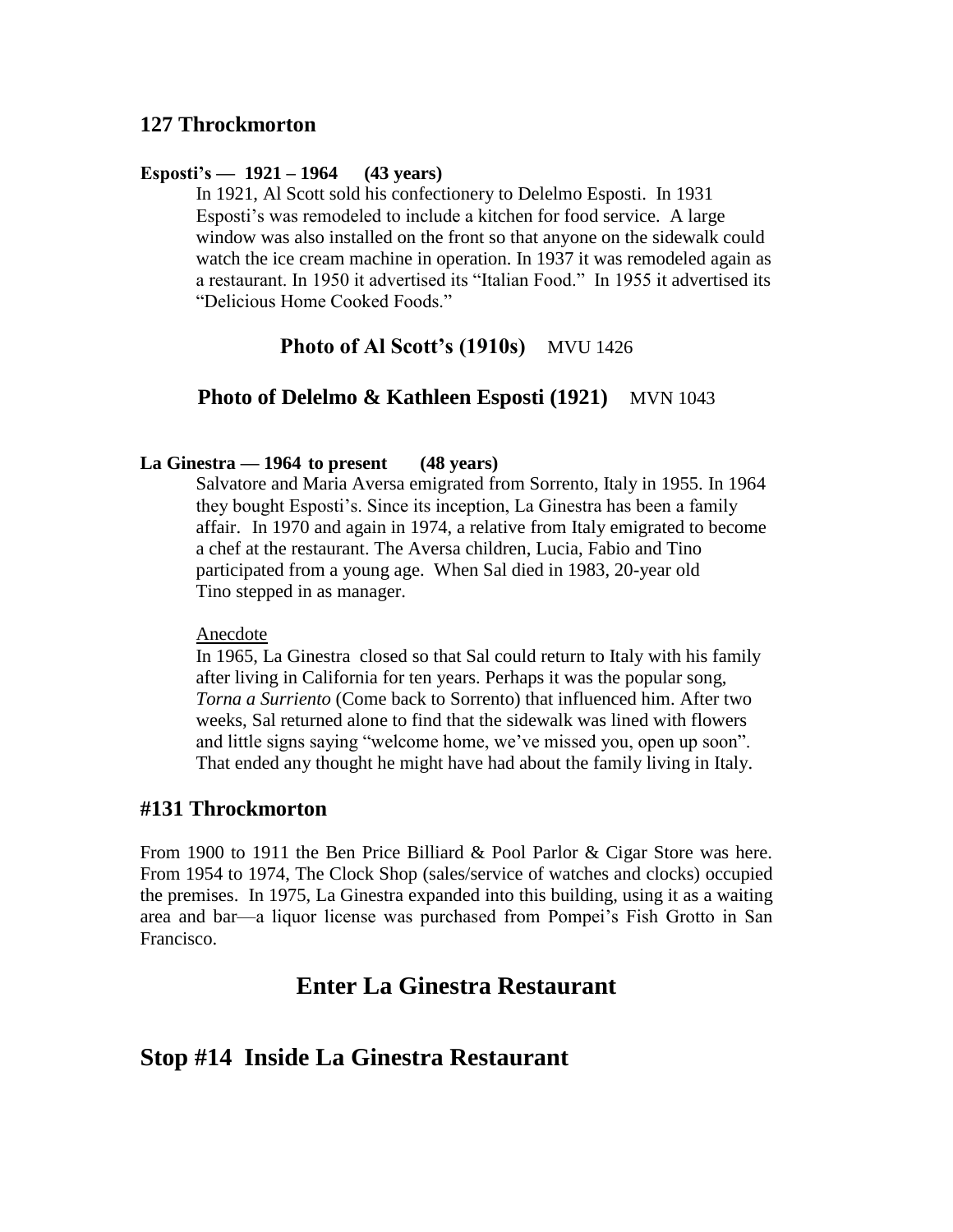## 127 Throckmorton

**Esposti's — 1921 – 1964 (43 years)**

In 1921, Al Scott sold his confectionery to Delelmo Esposti. In 1931 Esposti's was remodeled to include a kitchen for food service. A large window was also installed on the front so that anyone on the sidewalk could watch the ice cream machine in operation. In 1937 it was remodeled again as a restaurant. In 1950 it advertised its "Italian Food." In 1955 it advertised its "Delicious Home Cooked Foods."

**Photo of Al Scott's (1910s)** MVU 1426

**Photo of Delelmo & Kathleen Esposti (1921)** MVN 1043

**La Ginestra — 1964 to present (48 years)**

Salvatore and Maria Aversa emigrated from Sorrento, Italy in 1955. In 1964 they bought Esposti's. Since its inception, La Ginestra has been a family affair. In 1970 and again in 1974, a relative from Italy emigrated to become a chef at the restaurant. The Aversa children, Lucia, Fabio and Tino participated from a young age. When Sal died in 1983, 20-year old Tino stepped in as manager.

Anecdote

In 1965, La Ginestra closed so that Sal could return to Italy with his family after living in California for ten years. Perhaps it was the popular song, *Torna a Surriento* (Come back to Sorrento) that influenced him. After two weeks, Sal returned alone to find that the sidewalk was lined with flowers and little signs saying "welcome home, we've missed you, open up soon". That ended any thought he might have had about the family living in Italy.

## #131 Throckmorton

From 1900 to 1911 the Ben Price Billiard & Pool Parlor & Cigar Store was here. From 1954 to 1974, The Clock Shop (sales/service of watches and clocks) occupied the premises. In 1975, La Ginestra expanded into this building, using it as a waiting area and bar—a liquor license was purchased from Pompei's Fish Grotto in San Francisco.

## Enter La Ginestra Restaurant

# Stop #14 Inside La Ginestra Restaurant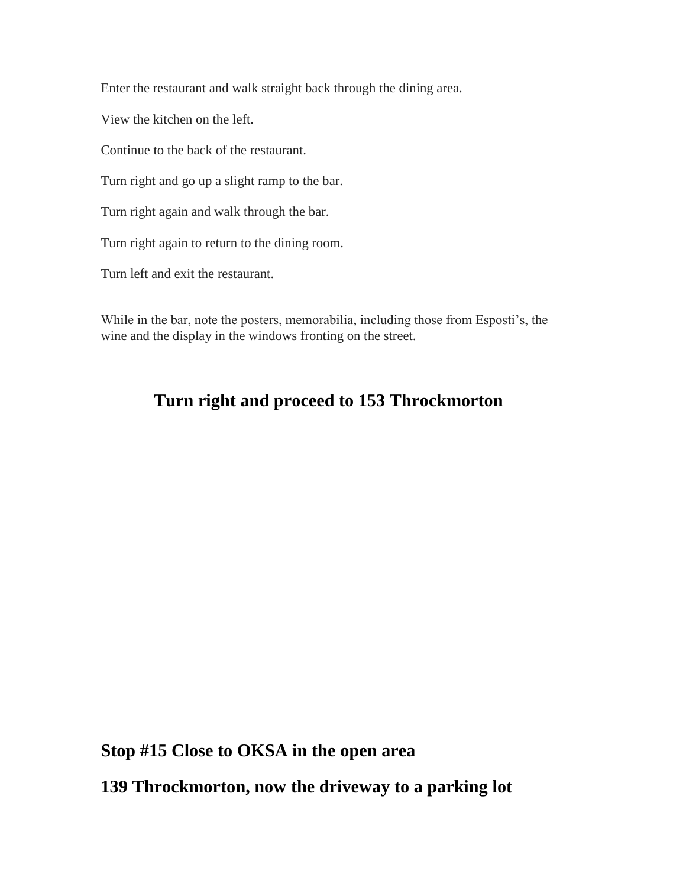Enter the restaurant and walk straight back through the dining area.

View the kitchen on the left.

Continue to the back of the restaurant.

Turn right and go up a slight ramp to the bar.

Turn right again and walk through the bar.

Turn right again to return to the dining room.

Turn left and exit the restaurant.

While in the bar, note the posters, memorabilia, including those from Esposti's, the wine and the display in the windows fronting on the street.

## Turn right and proceed to 153 Throckmorton

## Stop #15 Close to OKSA in the open area

## 139 Throckmorton, now the driveway to a parking lot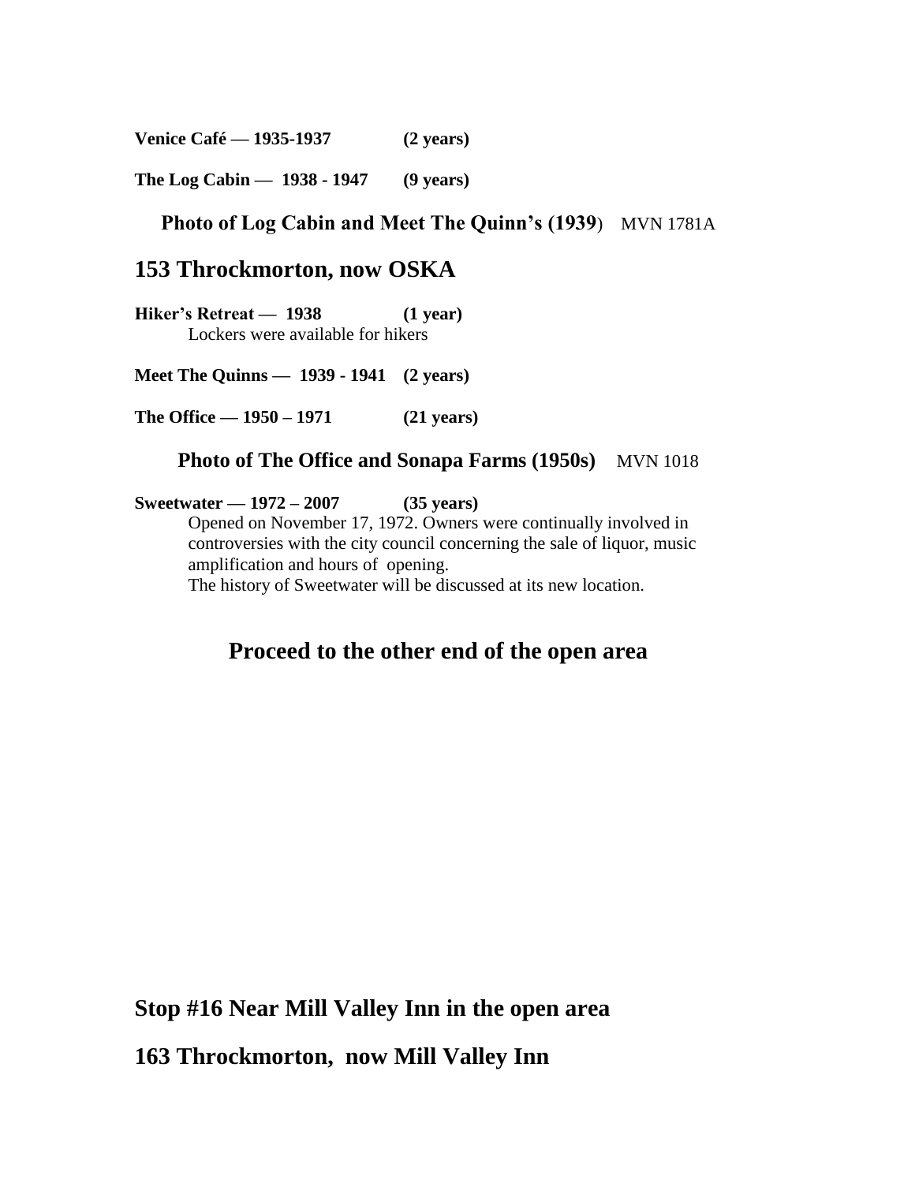**Venice Café — 1935-1937 (2 years)**

**The Log Cabin — 1938 - 1947 (9 years)**

**Photo of Log Cabin and Meet The Quinn's (1939**) MVN 1781A

## 153 Throckmorton, now OSKA

**Hiker's Retreat — 1938 (1 year)**
Lockers were available for hikers

**Meet The Quinns — 1939 - 1941 (2 years)**

**The Office — 1950 – 1971 (21 years)**

**Photo of The Office and Sonapa Farms (1950s)** MVN 1018

**Sweetwater — 1972 – 2007 (35 years)**
Opened on November 17, 1972. Owners were continually involved in controversies with the city council concerning the sale of liquor, music amplification and hours of opening.
The history of Sweetwater will be discussed at its new location.

## Proceed to the other end of the open area

## Stop #16 Near Mill Valley Inn in the open area

## 163 Throckmorton, now Mill Valley Inn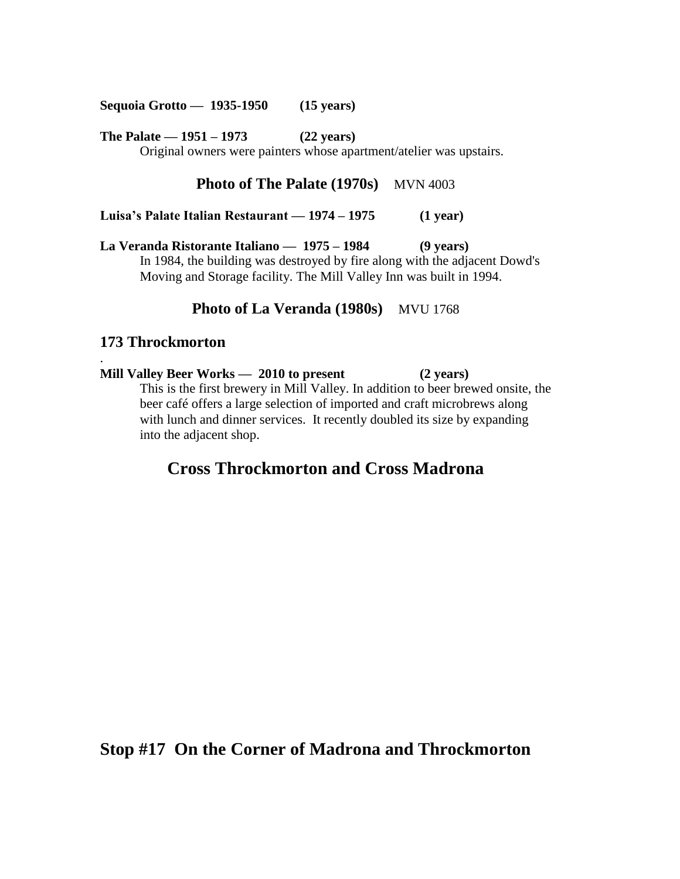**Sequoia Grotto — 1935-1950 (15 years)**

**The Palate — 1951 – 1973 (22 years)**

Original owners were painters whose apartment/atelier was upstairs.

**Photo of The Palate (1970s)** MVN 4003

**Luisa's Palate Italian Restaurant — 1974 – 1975 (1 year)**

**La Veranda Ristorante Italiano — 1975 – 1984 (9 years)**

In 1984, the building was destroyed by fire along with the adjacent Dowd's Moving and Storage facility. The Mill Valley Inn was built in 1994.

**Photo of La Veranda (1980s)** MVU 1768

## 173 Throckmorton

.

**Mill Valley Beer Works — 2010 to present (2 years)**

This is the first brewery in Mill Valley. In addition to beer brewed onsite, the beer café offers a large selection of imported and craft microbrews along with lunch and dinner services. It recently doubled its size by expanding into the adjacent shop.

## Cross Throckmorton and Cross Madrona

## Stop #17 On the Corner of Madrona and Throckmorton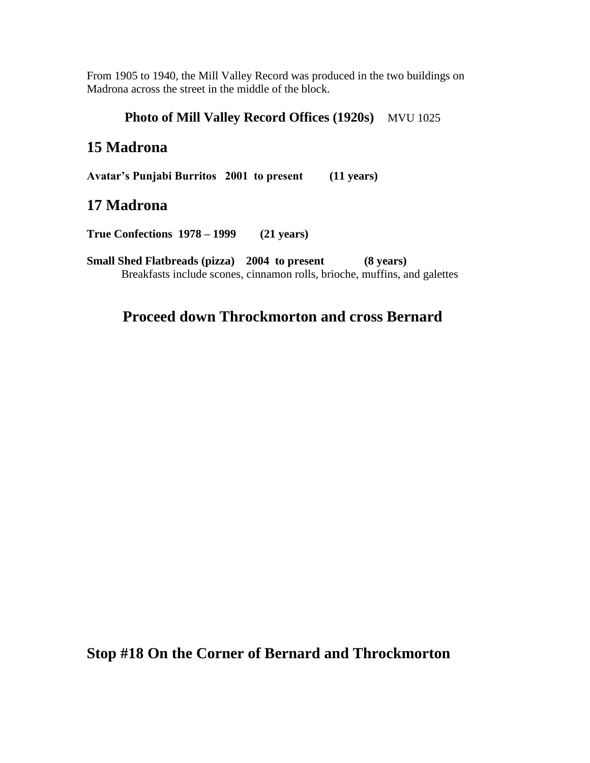From 1905 to 1940, the Mill Valley Record was produced in the two buildings on Madrona across the street in the middle of the block.

**Photo of Mill Valley Record Offices (1920s)** MVU 1025

## 15 Madrona

**Avatar's Punjabi Burritos 2001 to present (11 years)**

## 17 Madrona

**True Confections 1978 – 1999 (21 years)**

**Small Shed Flatbreads (pizza) 2004 to present (8 years)**
Breakfasts include scones, cinnamon rolls, brioche, muffins, and galettes

## Proceed down Throckmorton and cross Bernard

## Stop #18 On the Corner of Bernard and Throckmorton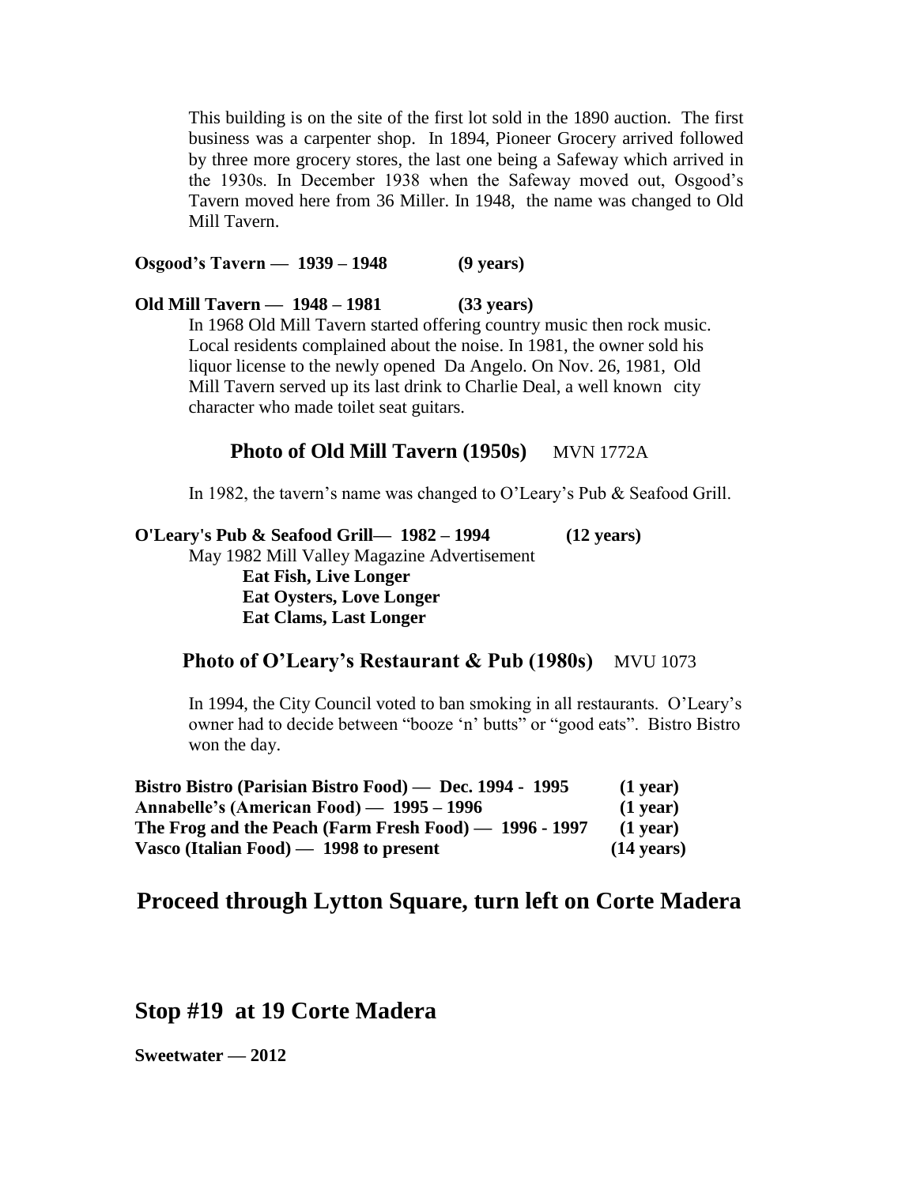This building is on the site of the first lot sold in the 1890 auction. The first business was a carpenter shop. In 1894, Pioneer Grocery arrived followed by three more grocery stores, the last one being a Safeway which arrived in the 1930s. In December 1938 when the Safeway moved out, Osgood's Tavern moved here from 36 Miller. In 1948, the name was changed to Old Mill Tavern.

**Osgood's Tavern — 1939 – 1948 (9 years)**

**Old Mill Tavern — 1948 – 1981 (33 years)**

In 1968 Old Mill Tavern started offering country music then rock music. Local residents complained about the noise. In 1981, the owner sold his liquor license to the newly opened Da Angelo. On Nov. 26, 1981, Old Mill Tavern served up its last drink to Charlie Deal, a well known city character who made toilet seat guitars.

**Photo of Old Mill Tavern (1950s)** MVN 1772A

In 1982, the tavern's name was changed to O'Leary's Pub & Seafood Grill.

**O'Leary's Pub & Seafood Grill— 1982 – 1994 (12 years)**

May 1982 Mill Valley Magazine Advertisement

**Eat Fish, Live Longer**
**Eat Oysters, Love Longer**
**Eat Clams, Last Longer**

**Photo of O'Leary's Restaurant & Pub (1980s)** MVU 1073

In 1994, the City Council voted to ban smoking in all restaurants. O'Leary's owner had to decide between "booze 'n' butts" or "good eats". Bistro Bistro won the day.

**Bistro Bistro (Parisian Bistro Food) — Dec. 1994 - 1995 (1 year)**
**Annabelle's (American Food) — 1995 – 1996 (1 year)**
**The Frog and the Peach (Farm Fresh Food) — 1996 - 1997 (1 year)**
**Vasco (Italian Food) — 1998 to present (14 years)**

## Proceed through Lytton Square, turn left on Corte Madera

## Stop #19 at 19 Corte Madera

**Sweetwater — 2012**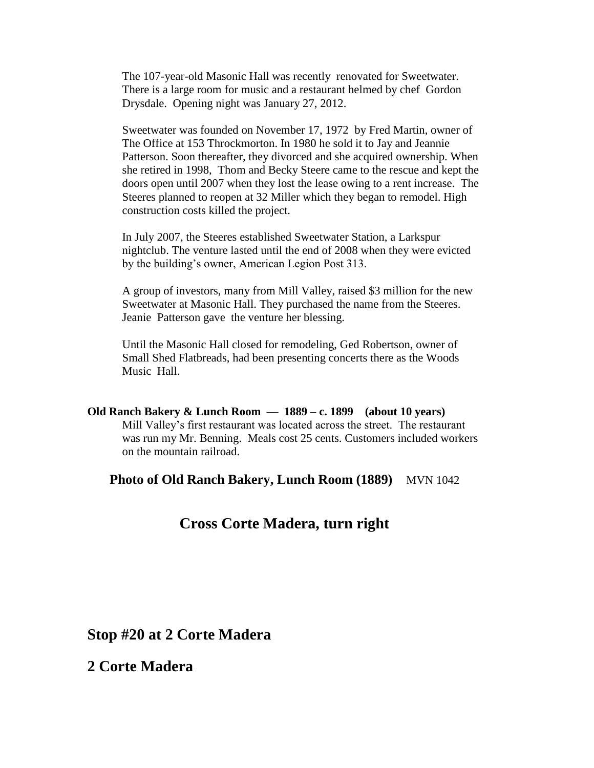The 107-year-old Masonic Hall was recently renovated for Sweetwater. There is a large room for music and a restaurant helmed by chef Gordon Drysdale. Opening night was January 27, 2012.

Sweetwater was founded on November 17, 1972 by Fred Martin, owner of The Office at 153 Throckmorton. In 1980 he sold it to Jay and Jeannie Patterson. Soon thereafter, they divorced and she acquired ownership. When she retired in 1998, Thom and Becky Steere came to the rescue and kept the doors open until 2007 when they lost the lease owing to a rent increase. The Steeres planned to reopen at 32 Miller which they began to remodel. High construction costs killed the project.

In July 2007, the Steeres established Sweetwater Station, a Larkspur nightclub. The venture lasted until the end of 2008 when they were evicted by the building's owner, American Legion Post 313.

A group of investors, many from Mill Valley, raised $3 million for the new Sweetwater at Masonic Hall. They purchased the name from the Steeres. Jeanie Patterson gave the venture her blessing.

Until the Masonic Hall closed for remodeling, Ged Robertson, owner of Small Shed Flatbreads, had been presenting concerts there as the Woods Music Hall.

**Old Ranch Bakery & Lunch Room — 1889 – c. 1899 (about 10 years)**

Mill Valley's first restaurant was located across the street. The restaurant was run my Mr. Benning. Meals cost 25 cents. Customers included workers on the mountain railroad.

**Photo of Old Ranch Bakery, Lunch Room (1889)** MVN 1042

## Cross Corte Madera, turn right

## Stop #20 at 2 Corte Madera

## 2 Corte Madera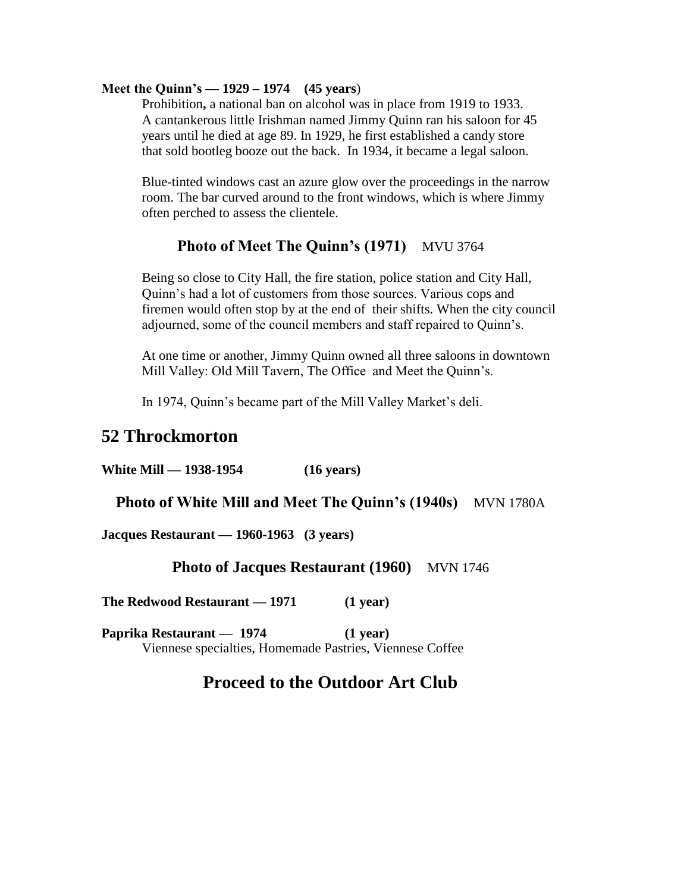**Meet the Quinn's — 1929 – 1974 (45 years)**

Prohibition**,** a national ban on alcohol was in place from 1919 to 1933. A cantankerous little Irishman named Jimmy Quinn ran his saloon for 45 years until he died at age 89. In 1929, he first established a candy store that sold bootleg booze out the back. In 1934, it became a legal saloon.

Blue-tinted windows cast an azure glow over the proceedings in the narrow room. The bar curved around to the front windows, which is where Jimmy often perched to assess the clientele.

**Photo of Meet The Quinn's (1971)** MVU 3764

Being so close to City Hall, the fire station, police station and City Hall, Quinn's had a lot of customers from those sources. Various cops and firemen would often stop by at the end of their shifts. When the city council adjourned, some of the council members and staff repaired to Quinn's.

At one time or another, Jimmy Quinn owned all three saloons in downtown Mill Valley: Old Mill Tavern, The Office and Meet the Quinn's.

In 1974, Quinn's became part of the Mill Valley Market's deli.

## 52 Throckmorton

**White Mill — 1938-1954 (16 years)**

**Photo of White Mill and Meet The Quinn's (1940s)** MVN 1780A

**Jacques Restaurant — 1960-1963 (3 years)**

**Photo of Jacques Restaurant (1960)** MVN 1746

**The Redwood Restaurant — 1971 (1 year)**

**Paprika Restaurant — 1974 (1 year)**

Viennese specialties, Homemade Pastries, Viennese Coffee

## Proceed to the Outdoor Art Club